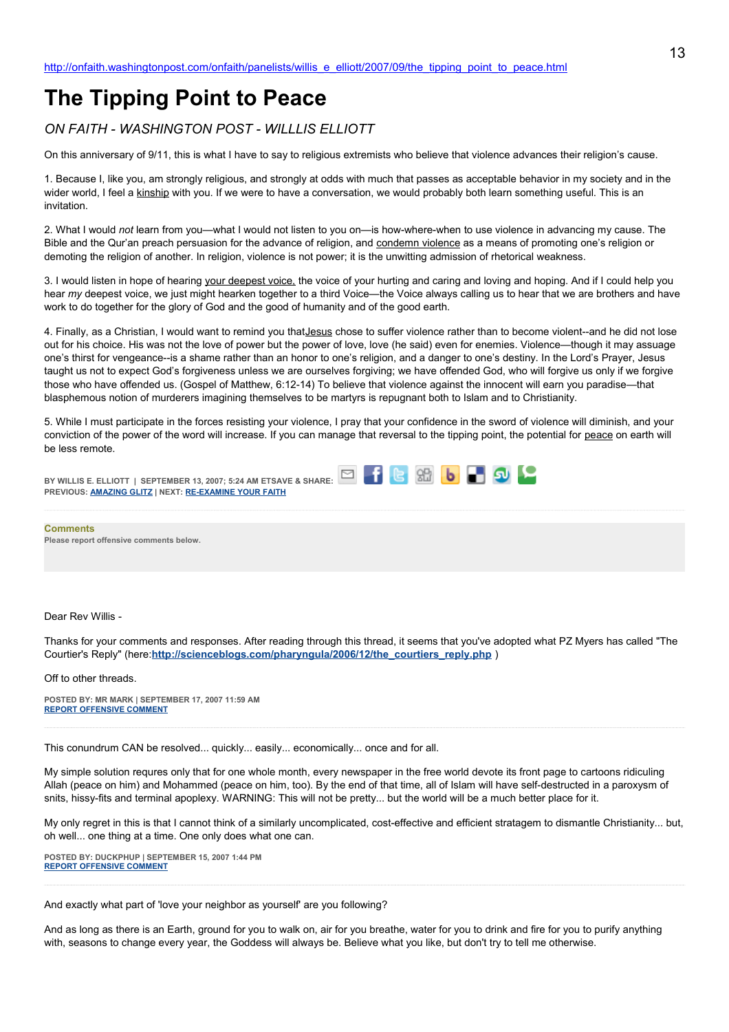http://onfaith.washingtonpost.com/onfaith/panelists/willis_e_elliott/2007/09/the_tipping_point_to_peace.html

# The Tipping Point to Peace

*ON FAITH - WASHINGTON POST - WILLLIS ELLIOTT*

On this anniversary of 9/11, this is what I have to say to religious extremists who believe that violence advances their religion's cause.

1. Because I, like you, am strongly religious, and strongly at odds with much that passes as acceptable behavior in my society and in the wider world, I feel a kinship with you. If we were to have a conversation, we would probably both learn something useful. This is an invitation.

2. What I would *not* learn from you—what I would not listen to you on—is how-where-when to use violence in advancing my cause. The Bible and the Qur'an preach persuasion for the advance of religion, and condemn violence as a means of promoting one's religion or demoting the religion of another. In religion, violence is not power; it is the unwitting admission of rhetorical weakness.

3. I would listen in hope of hearing your deepest voice, the voice of your hurting and caring and loving and hoping. And if I could help you hear *my* deepest voice, we just might hearken together to a third Voice—the Voice always calling us to hear that we are brothers and have work to do together for the glory of God and the good of humanity and of the good earth.

4. Finally, as a Christian, I would want to remind you thatJesus chose to suffer violence rather than to become violent--and he did not lose out for his choice. His was not the love of power but the power of love, love (he said) even for enemies. Violence—though it may assuage one's thirst for vengeance--is a shame rather than an honor to one's religion, and a danger to one's destiny. In the Lord's Prayer, Jesus taught us not to expect God's forgiveness unless we are ourselves forgiving; we have offended God, who will forgive us only if we forgive those who have offended us. (Gospel of Matthew, 6:12-14) To believe that violence against the innocent will earn you paradise—that blasphemous notion of murderers imagining themselves to be martyrs is repugnant both to Islam and to Christianity.

5. While I must participate in the forces resisting your violence, I pray that your confidence in the sword of violence will diminish, and your conviction of the power of the word will increase. If you can manage that reversal to the tipping point, the potential for peace on earth will be less remote.

BY WILLIS E. ELLIOTT | SEPTEMBER 13, 2007; 5:24 AM ETSAVE & SHARE:
PREVIOUS: AMAZING GLITZ | NEXT: RE-EXAMINE YOUR FAITH

**Comments**
Please report offensive comments below.

Dear Rev Willis -

Thanks for your comments and responses. After reading through this thread, it seems that you've adopted what PZ Myers has called "The Courtier's Reply" (here:**http://scienceblogs.com/pharyngula/2006/12/the_courtiers_reply.php** )

Off to other threads.

POSTED BY: MR MARK | SEPTEMBER 17, 2007 11:59 AM
REPORT OFFENSIVE COMMENT

This conundrum CAN be resolved... quickly... easily... economically... once and for all.

My simple solution requres only that for one whole month, every newspaper in the free world devote its front page to cartoons ridiculing Allah (peace on him) and Mohammed (peace on him, too). By the end of that time, all of Islam will have self-destructed in a paroxysm of snits, hissy-fits and terminal apoplexy. WARNING: This will not be pretty... but the world will be a much better place for it.

My only regret in this is that I cannot think of a similarly uncomplicated, cost-effective and efficient stratagem to dismantle Christianity... but, oh well... one thing at a time. One only does what one can.

POSTED BY: DUCKPHUP | SEPTEMBER 15, 2007 1:44 PM
REPORT OFFENSIVE COMMENT

And exactly what part of 'love your neighbor as yourself' are you following?

And as long as there is an Earth, ground for you to walk on, air for you breathe, water for you to drink and fire for you to purify anything with, seasons to change every year, the Goddess will always be. Believe what you like, but don't try to tell me otherwise.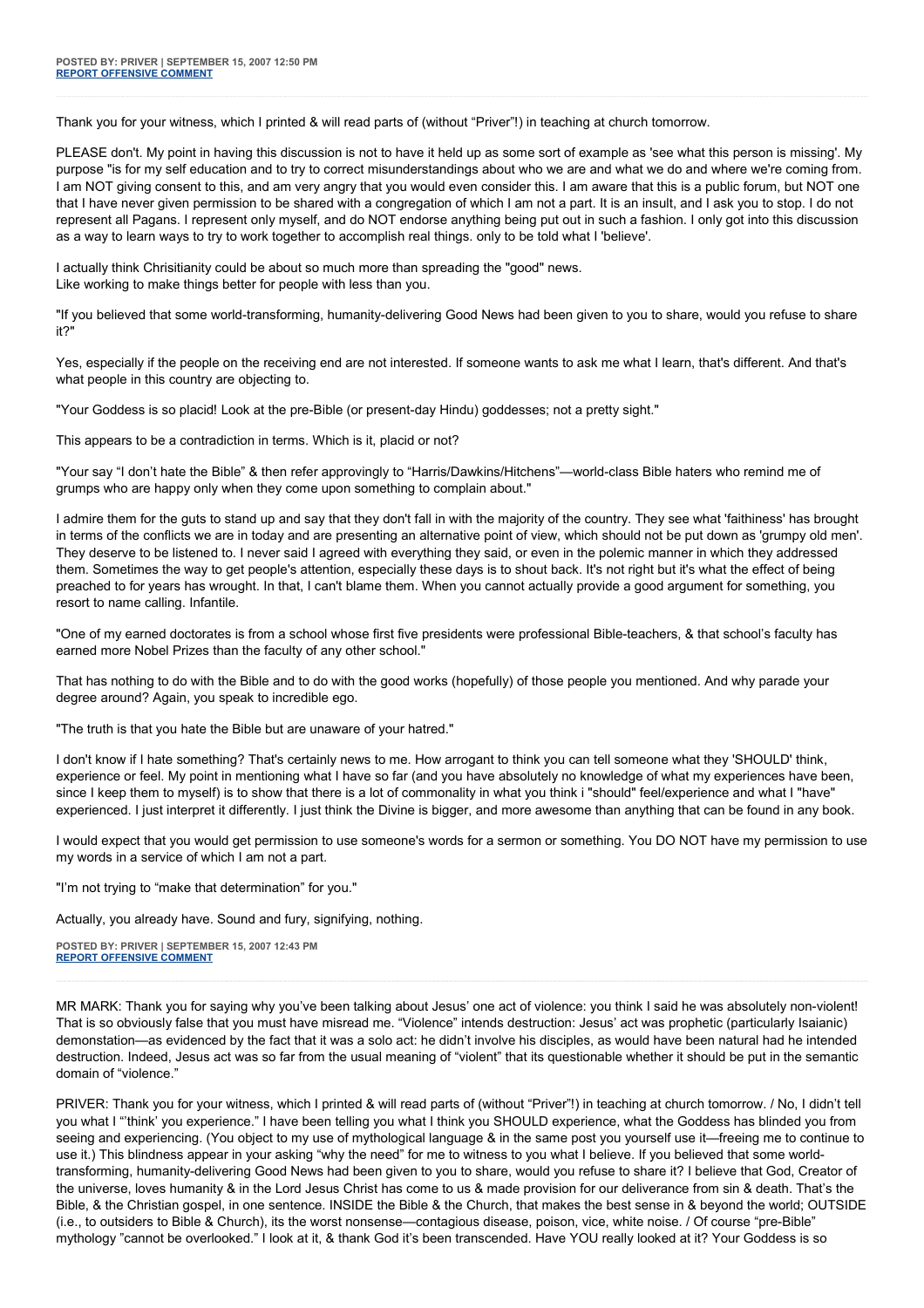**POSTED BY: PRIVER | SEPTEMBER 15, 2007 12:50 PM**
**REPORT OFFENSIVE COMMENT**

Thank you for your witness, which I printed & will read parts of (without "Priver"!) in teaching at church tomorrow.

PLEASE don't. My point in having this discussion is not to have it held up as some sort of example as 'see what this person is missing'. My purpose "is for my self education and to try to correct misunderstandings about who we are and what we do and where we're coming from. I am NOT giving consent to this, and am very angry that you would even consider this. I am aware that this is a public forum, but NOT one that I have never given permission to be shared with a congregation of which I am not a part. It is an insult, and I ask you to stop. I do not represent all Pagans. I represent only myself, and do NOT endorse anything being put out in such a fashion. I only got into this discussion as a way to learn ways to try to work together to accomplish real things. only to be told what I 'believe'.

I actually think Chrisitianity could be about so much more than spreading the "good" news.
Like working to make things better for people with less than you.

"If you believed that some world-transforming, humanity-delivering Good News had been given to you to share, would you refuse to share it?"

Yes, especially if the people on the receiving end are not interested. If someone wants to ask me what I learn, that's different. And that's what people in this country are objecting to.

"Your Goddess is so placid! Look at the pre-Bible (or present-day Hindu) goddesses; not a pretty sight."

This appears to be a contradiction in terms. Which is it, placid or not?

"Your say "I don't hate the Bible" & then refer approvingly to "Harris/Dawkins/Hitchens"—world-class Bible haters who remind me of grumps who are happy only when they come upon something to complain about."

I admire them for the guts to stand up and say that they don't fall in with the majority of the country. They see what 'faithiness' has brought in terms of the conflicts we are in today and are presenting an alternative point of view, which should not be put down as 'grumpy old men'. They deserve to be listened to. I never said I agreed with everything they said, or even in the polemic manner in which they addressed them. Sometimes the way to get people's attention, especially these days is to shout back. It's not right but it's what the effect of being preached to for years has wrought. In that, I can't blame them. When you cannot actually provide a good argument for something, you resort to name calling. Infantile.

"One of my earned doctorates is from a school whose first five presidents were professional Bible-teachers, & that school's faculty has earned more Nobel Prizes than the faculty of any other school."

That has nothing to do with the Bible and to do with the good works (hopefully) of those people you mentioned. And why parade your degree around? Again, you speak to incredible ego.

"The truth is that you hate the Bible but are unaware of your hatred."

I don't know if I hate something? That's certainly news to me. How arrogant to think you can tell someone what they 'SHOULD' think, experience or feel. My point in mentioning what I have so far (and you have absolutely no knowledge of what my experiences have been, since I keep them to myself) is to show that there is a lot of commonality in what you think i "should" feel/experience and what I "have" experienced. I just interpret it differently. I just think the Divine is bigger, and more awesome than anything that can be found in any book.

I would expect that you would get permission to use someone's words for a sermon or something. You DO NOT have my permission to use my words in a service of which I am not a part.

"I'm not trying to "make that determination" for you."

Actually, you already have. Sound and fury, signifying, nothing.

**POSTED BY: PRIVER | SEPTEMBER 15, 2007 12:43 PM**
**REPORT OFFENSIVE COMMENT**

MR MARK: Thank you for saying why you've been talking about Jesus' one act of violence: you think I said he was absolutely non-violent! That is so obviously false that you must have misread me. "Violence" intends destruction: Jesus' act was prophetic (particularly Isaianic) demonstation—as evidenced by the fact that it was a solo act: he didn't involve his disciples, as would have been natural had he intended destruction. Indeed, Jesus act was so far from the usual meaning of "violent" that its questionable whether it should be put in the semantic domain of "violence."

PRIVER: Thank you for your witness, which I printed & will read parts of (without "Priver"!) in teaching at church tomorrow. / No, I didn't tell you what I "'think' you experience." I have been telling you what I think you SHOULD experience, what the Goddess has blinded you from seeing and experiencing. (You object to my use of mythological language & in the same post you yourself use it—freeing me to continue to use it.) This blindness appear in your asking "why the need" for me to witness to you what I believe. If you believed that some world-transforming, humanity-delivering Good News had been given to you to share, would you refuse to share it? I believe that God, Creator of the universe, loves humanity & in the Lord Jesus Christ has come to us & made provision for our deliverance from sin & death. That's the Bible, & the Christian gospel, in one sentence. INSIDE the Bible & the Church, that makes the best sense in & beyond the world; OUTSIDE (i.e., to outsiders to Bible & Church), its the worst nonsense—contagious disease, poison, vice, white noise. / Of course "pre-Bible" mythology "cannot be overlooked." I look at it, & thank God it's been transcended. Have YOU really looked at it? Your Goddess is so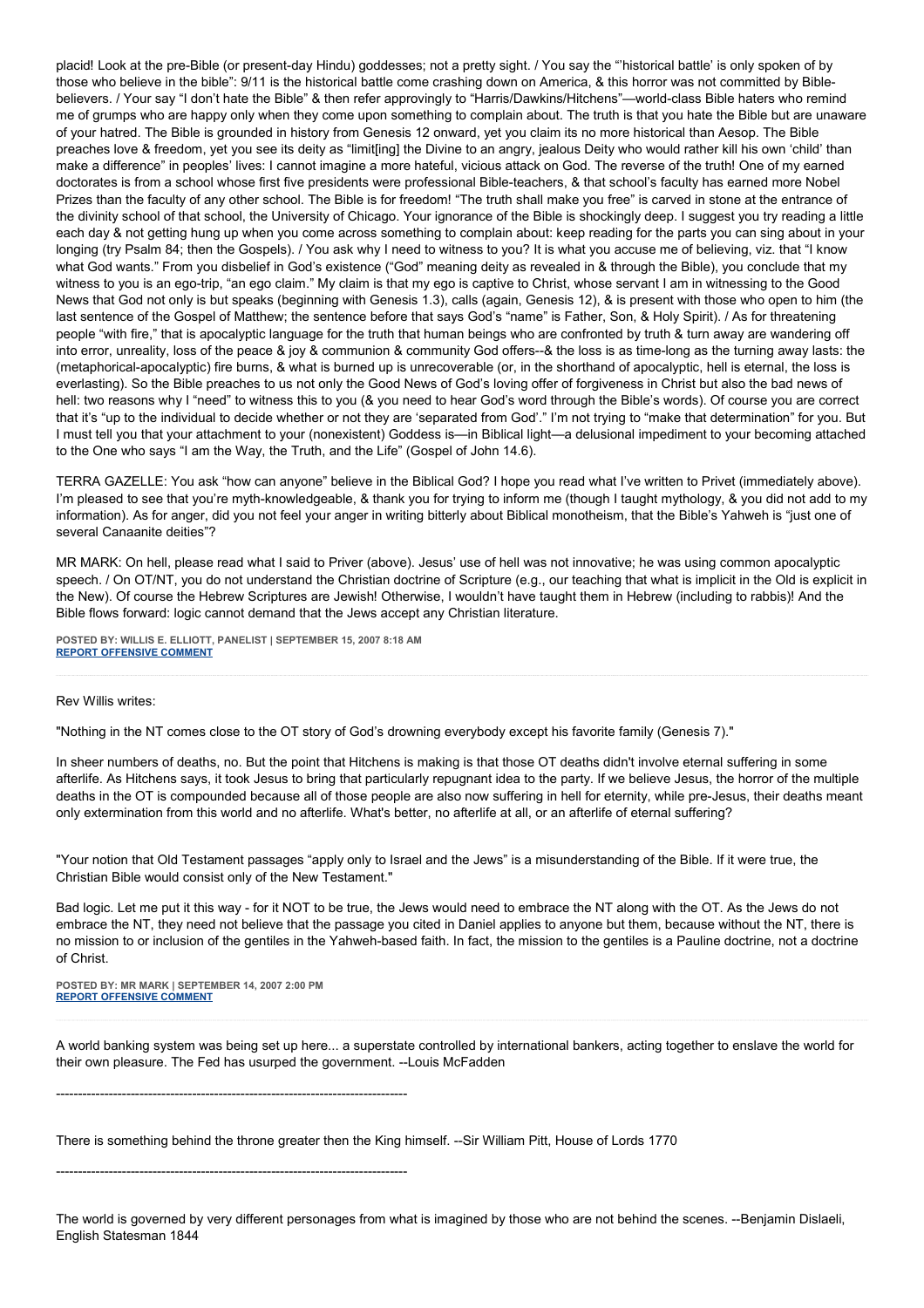placid! Look at the pre-Bible (or present-day Hindu) goddesses; not a pretty sight. / You say the "'historical battle' is only spoken of by those who believe in the bible": 9/11 is the historical battle come crashing down on America, & this horror was not committed by Bible-believers. / Your say "I don't hate the Bible" & then refer approvingly to "Harris/Dawkins/Hitchens"—world-class Bible haters who remind me of grumps who are happy only when they come upon something to complain about. The truth is that you hate the Bible but are unaware of your hatred. The Bible is grounded in history from Genesis 12 onward, yet you claim its no more historical than Aesop. The Bible preaches love & freedom, yet you see its deity as "limit[ing] the Divine to an angry, jealous Deity who would rather kill his own 'child' than make a difference" in peoples' lives: I cannot imagine a more hateful, vicious attack on God. The reverse of the truth! One of my earned doctorates is from a school whose first five presidents were professional Bible-teachers, & that school's faculty has earned more Nobel Prizes than the faculty of any other school. The Bible is for freedom! "The truth shall make you free" is carved in stone at the entrance of the divinity school of that school, the University of Chicago. Your ignorance of the Bible is shockingly deep. I suggest you try reading a little each day & not getting hung up when you come across something to complain about: keep reading for the parts you can sing about in your longing (try Psalm 84; then the Gospels). / You ask why I need to witness to you? It is what you accuse me of believing, viz. that "I know what God wants." From you disbelief in God's existence ("God" meaning deity as revealed in & through the Bible), you conclude that my witness to you is an ego-trip, "an ego claim." My claim is that my ego is captive to Christ, whose servant I am in witnessing to the Good News that God not only is but speaks (beginning with Genesis 1.3), calls (again, Genesis 12), & is present with those who open to him (the last sentence of the Gospel of Matthew; the sentence before that says God's "name" is Father, Son, & Holy Spirit). / As for threatening people "with fire," that is apocalyptic language for the truth that human beings who are confronted by truth & turn away are wandering off into error, unreality, loss of the peace & joy & communion & community God offers--& the loss is as time-long as the turning away lasts: the (metaphorical-apocalyptic) fire burns, & what is burned up is unrecoverable (or, in the shorthand of apocalyptic, hell is eternal, the loss is everlasting). So the Bible preaches to us not only the Good News of God's loving offer of forgiveness in Christ but also the bad news of hell: two reasons why I "need" to witness this to you (& you need to hear God's word through the Bible's words). Of course you are correct that it's "up to the individual to decide whether or not they are 'separated from God'." I'm not trying to "make that determination" for you. But I must tell you that your attachment to your (nonexistent) Goddess is—in Biblical light—a delusional impediment to your becoming attached to the One who says "I am the Way, the Truth, and the Life" (Gospel of John 14.6).

TERRA GAZELLE: You ask "how can anyone" believe in the Biblical God? I hope you read what I've written to Privet (immediately above). I'm pleased to see that you're myth-knowledgeable, & thank you for trying to inform me (though I taught mythology, & you did not add to my information). As for anger, did you not feel your anger in writing bitterly about Biblical monotheism, that the Bible's Yahweh is "just one of several Canaanite deities"?

MR MARK: On hell, please read what I said to Priver (above). Jesus' use of hell was not innovative; he was using common apocalyptic speech. / On OT/NT, you do not understand the Christian doctrine of Scripture (e.g., our teaching that what is implicit in the Old is explicit in the New). Of course the Hebrew Scriptures are Jewish! Otherwise, I wouldn't have taught them in Hebrew (including to rabbis)! And the Bible flows forward: logic cannot demand that the Jews accept any Christian literature.

**POSTED BY: WILLIS E. ELLIOTT, PANELIST | SEPTEMBER 15, 2007 8:18 AM**
**REPORT OFFENSIVE COMMENT**

---

Rev Willis writes:

"Nothing in the NT comes close to the OT story of God's drowning everybody except his favorite family (Genesis 7)."

In sheer numbers of deaths, no. But the point that Hitchens is making is that those OT deaths didn't involve eternal suffering in some afterlife. As Hitchens says, it took Jesus to bring that particularly repugnant idea to the party. If we believe Jesus, the horror of the multiple deaths in the OT is compounded because all of those people are also now suffering in hell for eternity, while pre-Jesus, their deaths meant only extermination from this world and no afterlife. What's better, no afterlife at all, or an afterlife of eternal suffering?

"Your notion that Old Testament passages "apply only to Israel and the Jews" is a misunderstanding of the Bible. If it were true, the Christian Bible would consist only of the New Testament."

Bad logic. Let me put it this way - for it NOT to be true, the Jews would need to embrace the NT along with the OT. As the Jews do not embrace the NT, they need not believe that the passage you cited in Daniel applies to anyone but them, because without the NT, there is no mission to or inclusion of the gentiles in the Yahweh-based faith. In fact, the mission to the gentiles is a Pauline doctrine, not a doctrine of Christ.

**POSTED BY: MR MARK | SEPTEMBER 14, 2007 2:00 PM**
**REPORT OFFENSIVE COMMENT**

---

A world banking system was being set up here... a superstate controlled by international bankers, acting together to enslave the world for their own pleasure. The Fed has usurped the government. --Louis McFadden

--------------------------------------------------------------------------------

There is something behind the throne greater then the King himself. --Sir William Pitt, House of Lords 1770

--------------------------------------------------------------------------------

The world is governed by very different personages from what is imagined by those who are not behind the scenes. --Benjamin Dislaeli, English Statesman 1844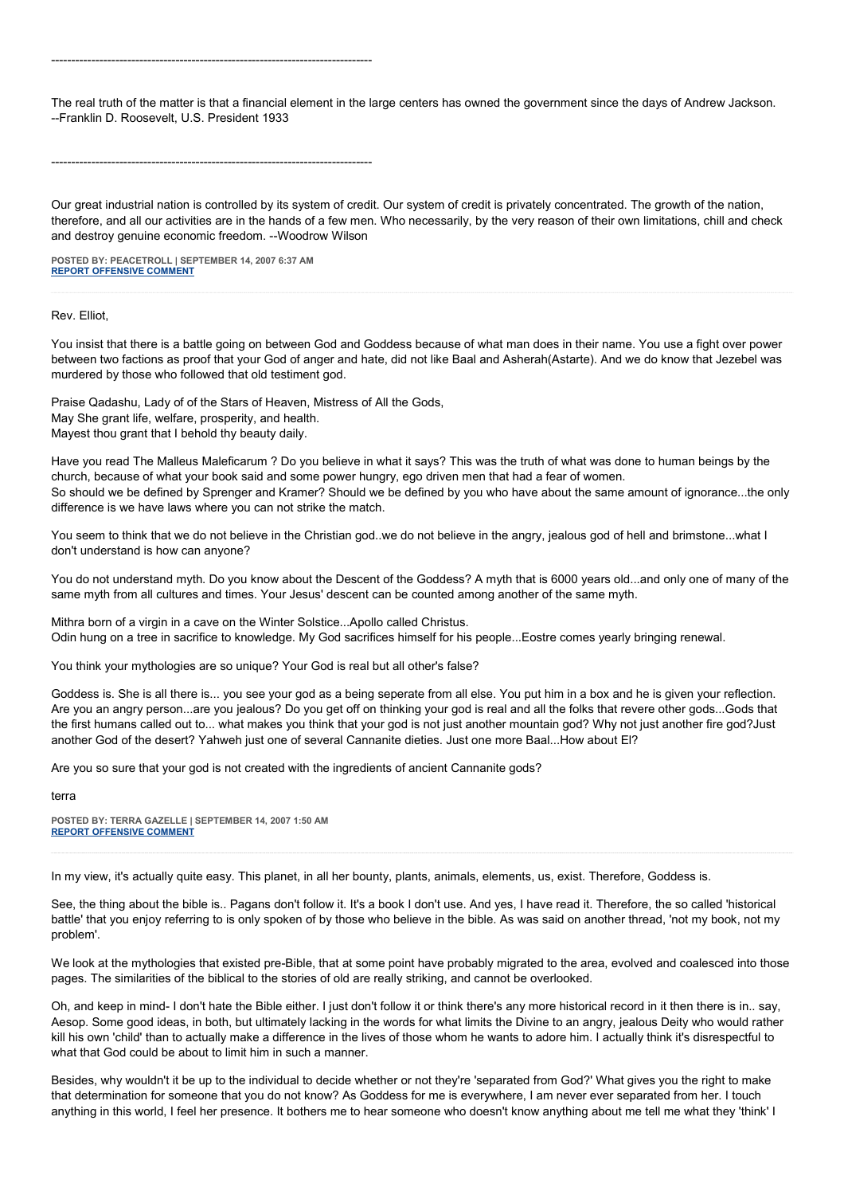--------------------------------------------------------------------------------

The real truth of the matter is that a financial element in the large centers has owned the government since the days of Andrew Jackson. --Franklin D. Roosevelt, U.S. President 1933

--------------------------------------------------------------------------------

Our great industrial nation is controlled by its system of credit. Our system of credit is privately concentrated. The growth of the nation, therefore, and all our activities are in the hands of a few men. Who necessarily, by the very reason of their own limitations, chill and check and destroy genuine economic freedom. --Woodrow Wilson

**POSTED BY: PEACETROLL | SEPTEMBER 14, 2007 6:37 AM**
**REPORT OFFENSIVE COMMENT**

---

Rev. Elliot,

You insist that there is a battle going on between God and Goddess because of what man does in their name. You use a fight over power between two factions as proof that your God of anger and hate, did not like Baal and Asherah(Astarte). And we do know that Jezebel was murdered by those who followed that old testiment god.

Praise Qadashu, Lady of of the Stars of Heaven, Mistress of All the Gods,
May She grant life, welfare, prosperity, and health.
Mayest thou grant that I behold thy beauty daily.

Have you read The Malleus Maleficarum ? Do you believe in what it says? This was the truth of what was done to human beings by the church, because of what your book said and some power hungry, ego driven men that had a fear of women.
So should we be defined by Sprenger and Kramer? Should we be defined by you who have about the same amount of ignorance...the only difference is we have laws where you can not strike the match.

You seem to think that we do not believe in the Christian god..we do not believe in the angry, jealous god of hell and brimstone...what I don't understand is how can anyone?

You do not understand myth. Do you know about the Descent of the Goddess? A myth that is 6000 years old...and only one of many of the same myth from all cultures and times. Your Jesus' descent can be counted among another of the same myth.

Mithra born of a virgin in a cave on the Winter Solstice...Apollo called Christus.
Odin hung on a tree in sacrifice to knowledge. My God sacrifices himself for his people...Eostre comes yearly bringing renewal.

You think your mythologies are so unique? Your God is real but all other's false?

Goddess is. She is all there is... you see your god as a being seperate from all else. You put him in a box and he is given your reflection. Are you an angry person...are you jealous? Do you get off on thinking your god is real and all the folks that revere other gods...Gods that the first humans called out to... what makes you think that your god is not just another mountain god? Why not just another fire god?Just another God of the desert? Yahweh just one of several Cannanite dieties. Just one more Baal...How about El?

Are you so sure that your god is not created with the ingredients of ancient Cannanite gods?

terra

**POSTED BY: TERRA GAZELLE | SEPTEMBER 14, 2007 1:50 AM**
**REPORT OFFENSIVE COMMENT**

---

In my view, it's actually quite easy. This planet, in all her bounty, plants, animals, elements, us, exist. Therefore, Goddess is.

See, the thing about the bible is.. Pagans don't follow it. It's a book I don't use. And yes, I have read it. Therefore, the so called 'historical battle' that you enjoy referring to is only spoken of by those who believe in the bible. As was said on another thread, 'not my book, not my problem'.

We look at the mythologies that existed pre-Bible, that at some point have probably migrated to the area, evolved and coalesced into those pages. The similarities of the biblical to the stories of old are really striking, and cannot be overlooked.

Oh, and keep in mind- I don't hate the Bible either. I just don't follow it or think there's any more historical record in it then there is in.. say, Aesop. Some good ideas, in both, but ultimately lacking in the words for what limits the Divine to an angry, jealous Deity who would rather kill his own 'child' than to actually make a difference in the lives of those whom he wants to adore him. I actually think it's disrespectful to what that God could be about to limit him in such a manner.

Besides, why wouldn't it be up to the individual to decide whether or not they're 'separated from God?' What gives you the right to make that determination for someone that you do not know? As Goddess for me is everywhere, I am never ever separated from her. I touch anything in this world, I feel her presence. It bothers me to hear someone who doesn't know anything about me tell me what they 'think' I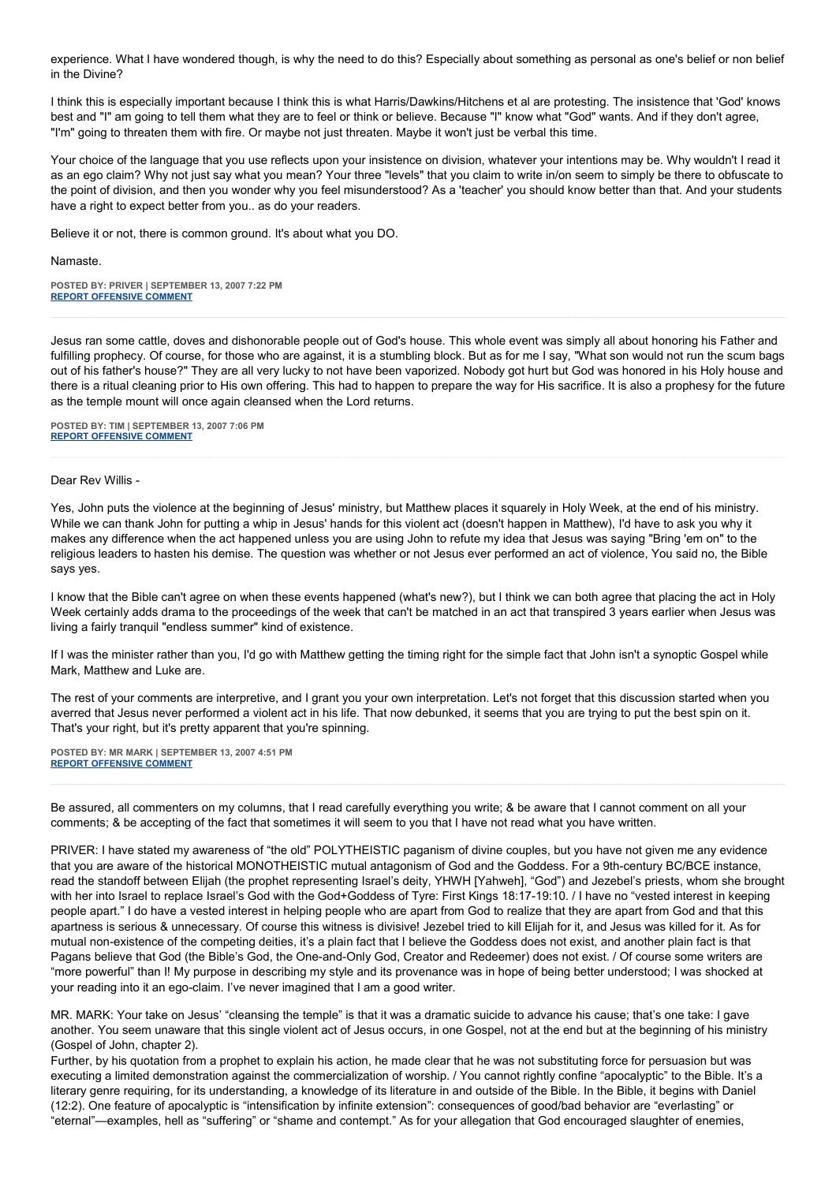experience. What I have wondered though, is why the need to do this? Especially about something as personal as one's belief or non belief in the Divine?

I think this is especially important because I think this is what Harris/Dawkins/Hitchens et al are protesting. The insistence that 'God' knows best and "I" am going to tell them what they are to feel or think or believe. Because "I" know what "God" wants. And if they don't agree, "I'm" going to threaten them with fire. Or maybe not just threaten. Maybe it won't just be verbal this time.

Your choice of the language that you use reflects upon your insistence on division, whatever your intentions may be. Why wouldn't I read it as an ego claim? Why not just say what you mean? Your three "levels" that you claim to write in/on seem to simply be there to obfuscate to the point of division, and then you wonder why you feel misunderstood? As a 'teacher' you should know better than that. And your students have a right to expect better from you.. as do your readers.

Believe it or not, there is common ground. It's about what you DO.

Namaste.

**POSTED BY: PRIVER | SEPTEMBER 13, 2007 7:22 PM**
**REPORT OFFENSIVE COMMENT**

---

Jesus ran some cattle, doves and dishonorable people out of God's house. This whole event was simply all about honoring his Father and fulfilling prophecy. Of course, for those who are against, it is a stumbling block. But as for me I say, "What son would not run the scum bags out of his father's house?" They are all very lucky to not have been vaporized. Nobody got hurt but God was honored in his Holy house and there is a ritual cleaning prior to His own offering. This had to happen to prepare the way for His sacrifice. It is also a prophesy for the future as the temple mount will once again cleansed when the Lord returns.

**POSTED BY: TIM | SEPTEMBER 13, 2007 7:06 PM**
**REPORT OFFENSIVE COMMENT**

---

Dear Rev Willis -

Yes, John puts the violence at the beginning of Jesus' ministry, but Matthew places it squarely in Holy Week, at the end of his ministry. While we can thank John for putting a whip in Jesus' hands for this violent act (doesn't happen in Matthew), I'd have to ask you why it makes any difference when the act happened unless you are using John to refute my idea that Jesus was saying "Bring 'em on" to the religious leaders to hasten his demise. The question was whether or not Jesus ever performed an act of violence, You said no, the Bible says yes.

I know that the Bible can't agree on when these events happened (what's new?), but I think we can both agree that placing the act in Holy Week certainly adds drama to the proceedings of the week that can't be matched in an act that transpired 3 years earlier when Jesus was living a fairly tranquil "endless summer" kind of existence.

If I was the minister rather than you, I'd go with Matthew getting the timing right for the simple fact that John isn't a synoptic Gospel while Mark, Matthew and Luke are.

The rest of your comments are interpretive, and I grant you your own interpretation. Let's not forget that this discussion started when you averred that Jesus never performed a violent act in his life. That now debunked, it seems that you are trying to put the best spin on it. That's your right, but it's pretty apparent that you're spinning.

**POSTED BY: MR MARK | SEPTEMBER 13, 2007 4:51 PM**
**REPORT OFFENSIVE COMMENT**

---

Be assured, all commenters on my columns, that I read carefully everything you write; & be aware that I cannot comment on all your comments; & be accepting of the fact that sometimes it will seem to you that I have not read what you have written.

PRIVER: I have stated my awareness of "the old" POLYTHEISTIC paganism of divine couples, but you have not given me any evidence that you are aware of the historical MONOTHEISTIC mutual antagonism of God and the Goddess. For a 9th-century BC/BCE instance, read the standoff between Elijah (the prophet representing Israel's deity, YHWH [Yahweh], "God") and Jezebel's priests, whom she brought with her into Israel to replace Israel's God with the God+Goddess of Tyre: First Kings 18:17-19:10. / I have no "vested interest in keeping people apart." I do have a vested interest in helping people who are apart from God to realize that they are apart from God and that this apartness is serious & unnecessary. Of course this witness is divisive! Jezebel tried to kill Elijah for it, and Jesus was killed for it. As for mutual non-existence of the competing deities, it's a plain fact that I believe the Goddess does not exist, and another plain fact is that Pagans believe that God (the Bible's God, the One-and-Only God, Creator and Redeemer) does not exist. / Of course some writers are "more powerful" than I! My purpose in describing my style and its provenance was in hope of being better understood; I was shocked at your reading into it an ego-claim. I've never imagined that I am a good writer.

MR. MARK: Your take on Jesus' "cleansing the temple" is that it was a dramatic suicide to advance his cause; that's one take: I gave another. You seem unaware that this single violent act of Jesus occurs, in one Gospel, not at the end but at the beginning of his ministry (Gospel of John, chapter 2).
Further, by his quotation from a prophet to explain his action, he made clear that he was not substituting force for persuasion but was executing a limited demonstration against the commercialization of worship. / You cannot rightly confine "apocalyptic" to the Bible. It's a literary genre requiring, for its understanding, a knowledge of its literature in and outside of the Bible. In the Bible, it begins with Daniel (12:2). One feature of apocalyptic is "intensification by infinite extension": consequences of good/bad behavior are "everlasting" or "eternal"—examples, hell as "suffering" or "shame and contempt." As for your allegation that God encouraged slaughter of enemies,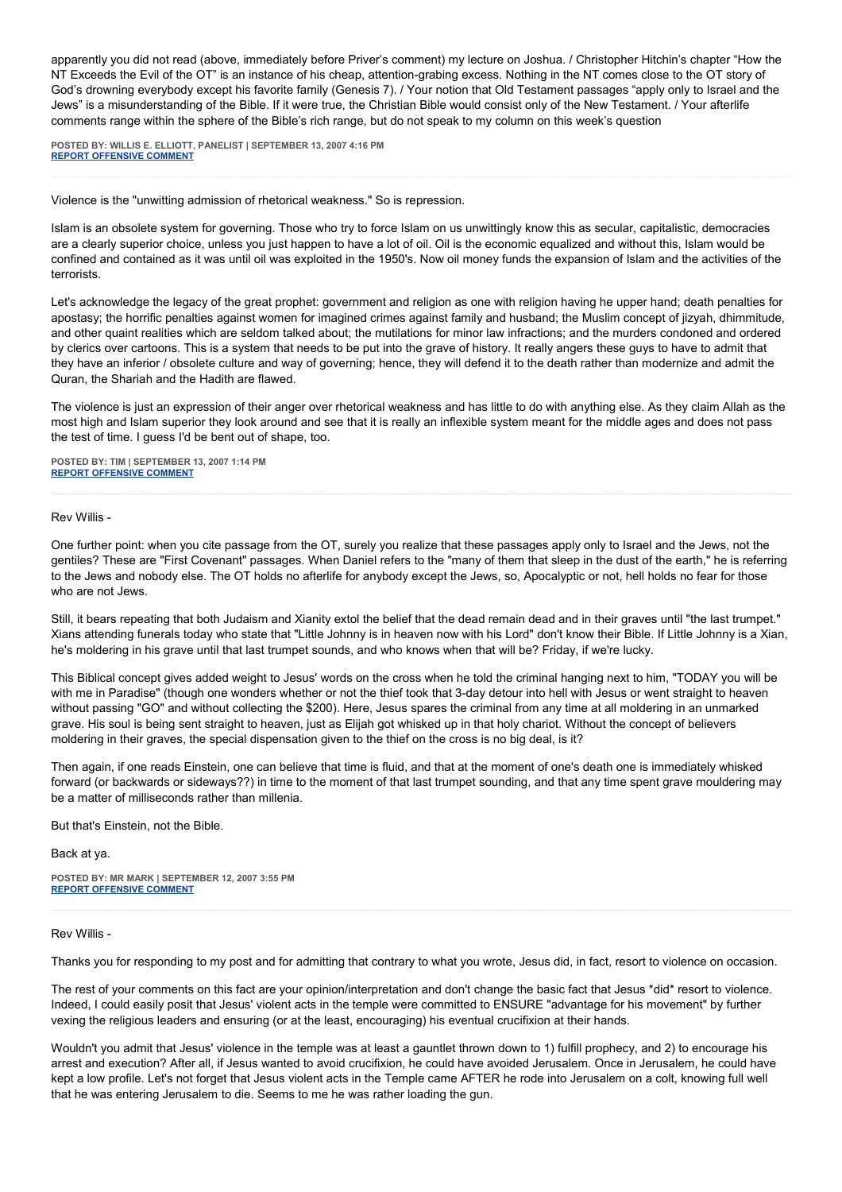apparently you did not read (above, immediately before Priver's comment) my lecture on Joshua. / Christopher Hitchin's chapter "How the NT Exceeds the Evil of the OT" is an instance of his cheap, attention-grabing excess. Nothing in the NT comes close to the OT story of God's drowning everybody except his favorite family (Genesis 7). / Your notion that Old Testament passages "apply only to Israel and the Jews" is a misunderstanding of the Bible. If it were true, the Christian Bible would consist only of the New Testament. / Your afterlife comments range within the sphere of the Bible's rich range, but do not speak to my column on this week's question

**POSTED BY: WILLIS E. ELLIOTT, PANELIST | SEPTEMBER 13, 2007 4:16 PM**
**REPORT OFFENSIVE COMMENT**

---

Violence is the "unwitting admission of rhetorical weakness." So is repression.

Islam is an obsolete system for governing. Those who try to force Islam on us unwittingly know this as secular, capitalistic, democracies are a clearly superior choice, unless you just happen to have a lot of oil. Oil is the economic equalized and without this, Islam would be confined and contained as it was until oil was exploited in the 1950's. Now oil money funds the expansion of Islam and the activities of the terrorists.

Let's acknowledge the legacy of the great prophet: government and religion as one with religion having he upper hand; death penalties for apostasy; the horrific penalties against women for imagined crimes against family and husband; the Muslim concept of jizyah, dhimmitude, and other quaint realities which are seldom talked about; the mutilations for minor law infractions; and the murders condoned and ordered by clerics over cartoons. This is a system that needs to be put into the grave of history. It really angers these guys to have to admit that they have an inferior / obsolete culture and way of governing; hence, they will defend it to the death rather than modernize and admit the Quran, the Shariah and the Hadith are flawed.

The violence is just an expression of their anger over rhetorical weakness and has little to do with anything else. As they claim Allah as the most high and Islam superior they look around and see that it is really an inflexible system meant for the middle ages and does not pass the test of time. I guess I'd be bent out of shape, too.

**POSTED BY: TIM | SEPTEMBER 13, 2007 1:14 PM**
**REPORT OFFENSIVE COMMENT**

---

Rev Willis -

One further point: when you cite passage from the OT, surely you realize that these passages apply only to Israel and the Jews, not the gentiles? These are "First Covenant" passages. When Daniel refers to the "many of them that sleep in the dust of the earth," he is referring to the Jews and nobody else. The OT holds no afterlife for anybody except the Jews, so, Apocalyptic or not, hell holds no fear for those who are not Jews.

Still, it bears repeating that both Judaism and Xianity extol the belief that the dead remain dead and in their graves until "the last trumpet." Xians attending funerals today who state that "Little Johnny is in heaven now with his Lord" don't know their Bible. If Little Johnny is a Xian, he's moldering in his grave until that last trumpet sounds, and who knows when that will be? Friday, if we're lucky.

This Biblical concept gives added weight to Jesus' words on the cross when he told the criminal hanging next to him, "TODAY you will be with me in Paradise" (though one wonders whether or not the thief took that 3-day detour into hell with Jesus or went straight to heaven without passing "GO" and without collecting the $200). Here, Jesus spares the criminal from any time at all moldering in an unmarked grave. His soul is being sent straight to heaven, just as Elijah got whisked up in that holy chariot. Without the concept of believers moldering in their graves, the special dispensation given to the thief on the cross is no big deal, is it?

Then again, if one reads Einstein, one can believe that time is fluid, and that at the moment of one's death one is immediately whisked forward (or backwards or sideways??) in time to the moment of that last trumpet sounding, and that any time spent grave mouldering may be a matter of milliseconds rather than millenia.

But that's Einstein, not the Bible.

Back at ya.

**POSTED BY: MR MARK | SEPTEMBER 12, 2007 3:55 PM**
**REPORT OFFENSIVE COMMENT**

---

Rev Willis -

Thanks you for responding to my post and for admitting that contrary to what you wrote, Jesus did, in fact, resort to violence on occasion.

The rest of your comments on this fact are your opinion/interpretation and don't change the basic fact that Jesus *did* resort to violence. Indeed, I could easily posit that Jesus' violent acts in the temple were committed to ENSURE "advantage for his movement" by further vexing the religious leaders and ensuring (or at the least, encouraging) his eventual crucifixion at their hands.

Wouldn't you admit that Jesus' violence in the temple was at least a gauntlet thrown down to 1) fulfill prophecy, and 2) to encourage his arrest and execution? After all, if Jesus wanted to avoid crucifixion, he could have avoided Jerusalem. Once in Jerusalem, he could have kept a low profile. Let's not forget that Jesus violent acts in the Temple came AFTER he rode into Jerusalem on a colt, knowing full well that he was entering Jerusalem to die. Seems to me he was rather loading the gun.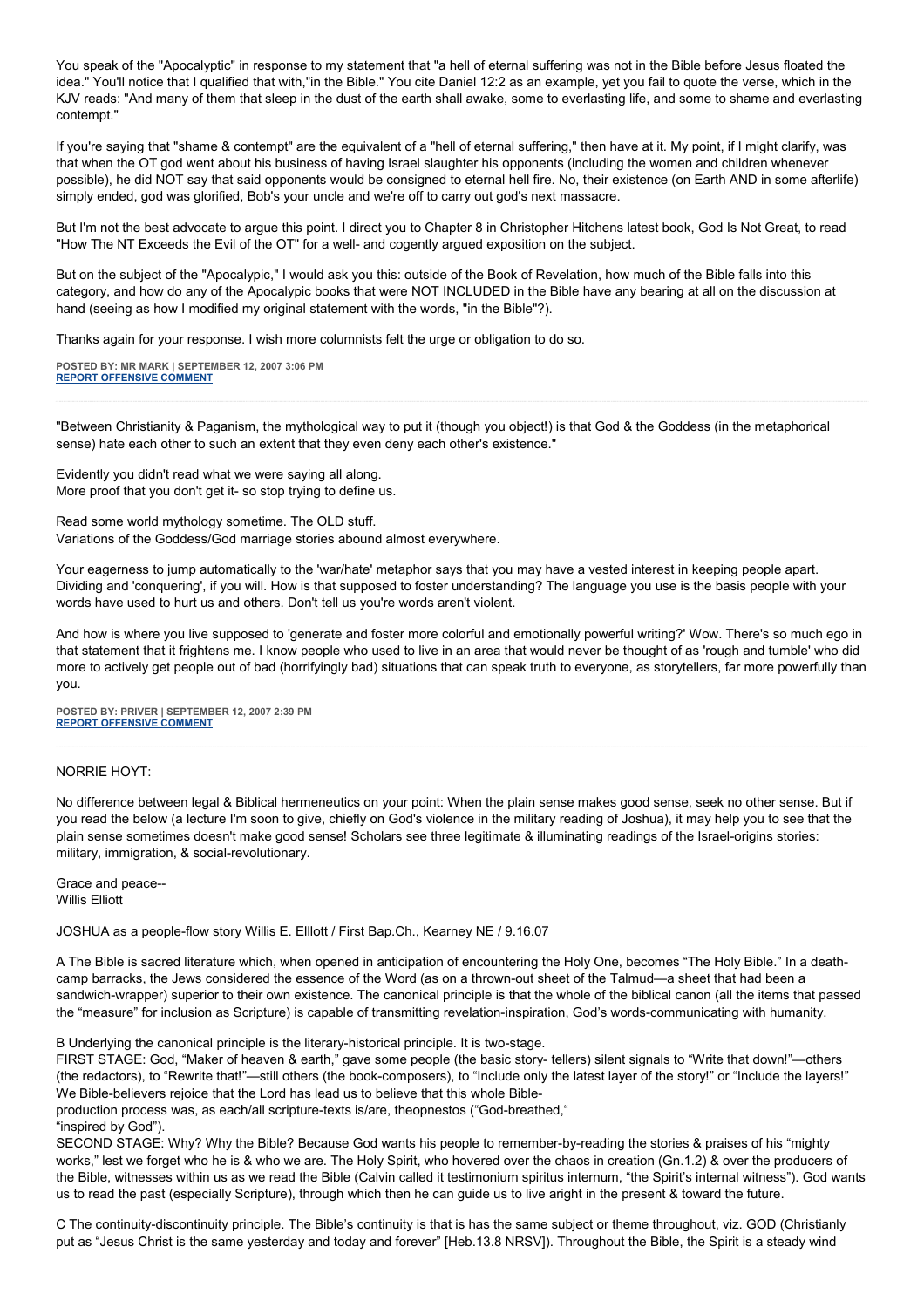You speak of the "Apocalyptic" in response to my statement that "a hell of eternal suffering was not in the Bible before Jesus floated the idea." You'll notice that I qualified that with,"in the Bible." You cite Daniel 12:2 as an example, yet you fail to quote the verse, which in the KJV reads: "And many of them that sleep in the dust of the earth shall awake, some to everlasting life, and some to shame and everlasting contempt."

If you're saying that "shame & contempt" are the equivalent of a "hell of eternal suffering," then have at it. My point, if I might clarify, was that when the OT god went about his business of having Israel slaughter his opponents (including the women and children whenever possible), he did NOT say that said opponents would be consigned to eternal hell fire. No, their existence (on Earth AND in some afterlife) simply ended, god was glorified, Bob's your uncle and we're off to carry out god's next massacre.

But I'm not the best advocate to argue this point. I direct you to Chapter 8 in Christopher Hitchens latest book, God Is Not Great, to read "How The NT Exceeds the Evil of the OT" for a well- and cogently argued exposition on the subject.

But on the subject of the "Apocalypic," I would ask you this: outside of the Book of Revelation, how much of the Bible falls into this category, and how do any of the Apocalypic books that were NOT INCLUDED in the Bible have any bearing at all on the discussion at hand (seeing as how I modified my original statement with the words, "in the Bible"?).

Thanks again for your response. I wish more columnists felt the urge or obligation to do so.

**POSTED BY: MR MARK | SEPTEMBER 12, 2007 3:06 PM**
**REPORT OFFENSIVE COMMENT**

---

"Between Christianity & Paganism, the mythological way to put it (though you object!) is that God & the Goddess (in the metaphorical sense) hate each other to such an extent that they even deny each other's existence."

Evidently you didn't read what we were saying all along.
More proof that you don't get it- so stop trying to define us.

Read some world mythology sometime. The OLD stuff.
Variations of the Goddess/God marriage stories abound almost everywhere.

Your eagerness to jump automatically to the 'war/hate' metaphor says that you may have a vested interest in keeping people apart. Dividing and 'conquering', if you will. How is that supposed to foster understanding? The language you use is the basis people with your words have used to hurt us and others. Don't tell us you're words aren't violent.

And how is where you live supposed to 'generate and foster more colorful and emotionally powerful writing?' Wow. There's so much ego in that statement that it frightens me. I know people who used to live in an area that would never be thought of as 'rough and tumble' who did more to actively get people out of bad (horrifyingly bad) situations that can speak truth to everyone, as storytellers, far more powerfully than you.

**POSTED BY: PRIVER | SEPTEMBER 12, 2007 2:39 PM**
**REPORT OFFENSIVE COMMENT**

---

NORRIE HOYT:

No difference between legal & Biblical hermeneutics on your point: When the plain sense makes good sense, seek no other sense. But if you read the below (a lecture I'm soon to give, chiefly on God's violence in the military reading of Joshua), it may help you to see that the plain sense sometimes doesn't make good sense! Scholars see three legitimate & illuminating readings of the Israel-origins stories: military, immigration, & social-revolutionary.

Grace and peace--
Willis Elliott

JOSHUA as a people-flow story Willis E. Elllott / First Bap.Ch., Kearney NE / 9.16.07

A The Bible is sacred literature which, when opened in anticipation of encountering the Holy One, becomes "The Holy Bible." In a death-camp barracks, the Jews considered the essence of the Word (as on a thrown-out sheet of the Talmud—a sheet that had been a sandwich-wrapper) superior to their own existence. The canonical principle is that the whole of the biblical canon (all the items that passed the "measure" for inclusion as Scripture) is capable of transmitting revelation-inspiration, God's words-communicating with humanity.

B Underlying the canonical principle is the literary-historical principle. It is two-stage.
FIRST STAGE: God, "Maker of heaven & earth," gave some people (the basic story- tellers) silent signals to "Write that down!"—others (the redactors), to "Rewrite that!"—still others (the book-composers), to "Include only the latest layer of the story!" or "Include the layers!" We Bible-believers rejoice that the Lord has lead us to believe that this whole Bible-
production process was, as each/all scripture-texts is/are, theopnestos ("God-breathed,"
"inspired by God").
SECOND STAGE: Why? Why the Bible? Because God wants his people to remember-by-reading the stories & praises of his "mighty works," lest we forget who he is & who we are. The Holy Spirit, who hovered over the chaos in creation (Gn.1.2) & over the producers of the Bible, witnesses within us as we read the Bible (Calvin called it testimonium spiritus internum, "the Spirit's internal witness"). God wants us to read the past (especially Scripture), through which then he can guide us to live aright in the present & toward the future.

C The continuity-discontinuity principle. The Bible's continuity is that is has the same subject or theme throughout, viz. GOD (Christianly put as "Jesus Christ is the same yesterday and today and forever" [Heb.13.8 NRSV]). Throughout the Bible, the Spirit is a steady wind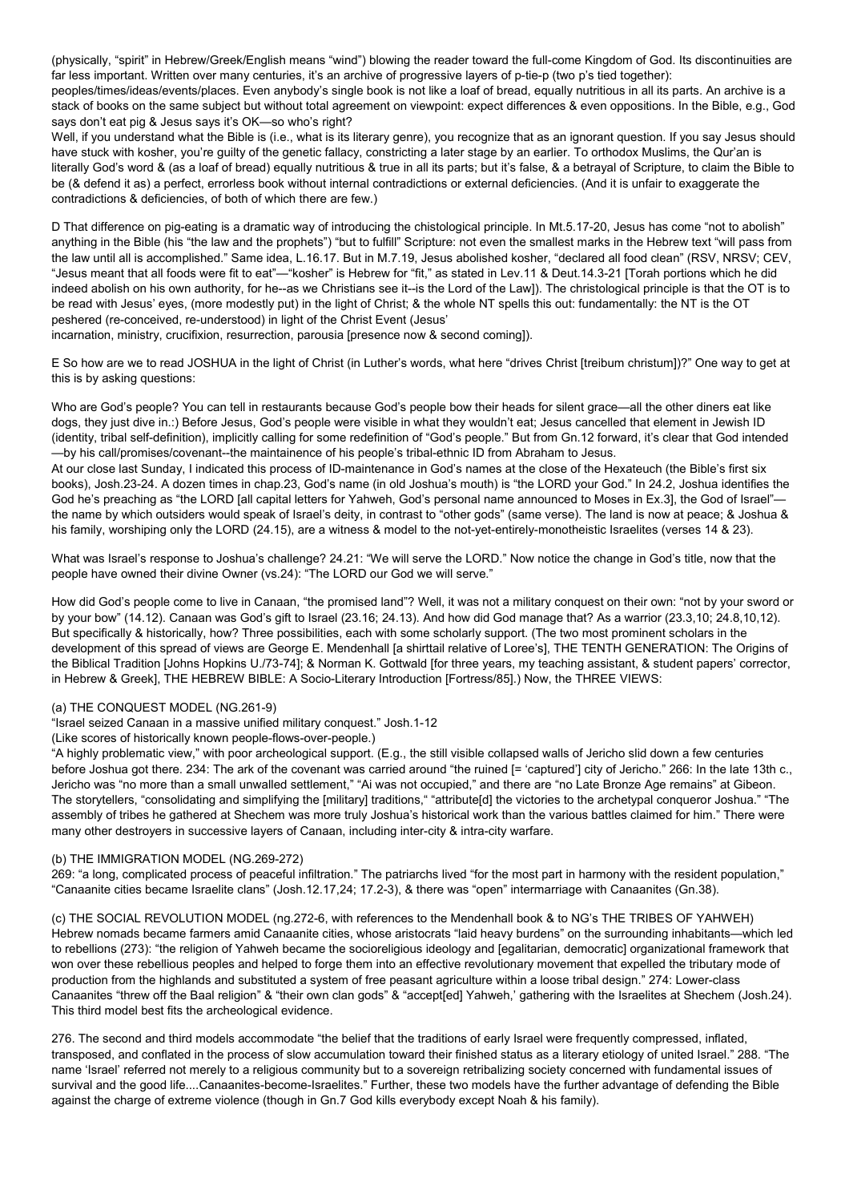(physically, "spirit" in Hebrew/Greek/English means "wind") blowing the reader toward the full-come Kingdom of God. Its discontinuities are far less important. Written over many centuries, it's an archive of progressive layers of p-tie-p (two p's tied together): peoples/times/ideas/events/places. Even anybody's single book is not like a loaf of bread, equally nutritious in all its parts. An archive is a stack of books on the same subject but without total agreement on viewpoint: expect differences & even oppositions. In the Bible, e.g., God says don't eat pig & Jesus says it's OK—so who's right?

Well, if you understand what the Bible is (i.e., what is its literary genre), you recognize that as an ignorant question. If you say Jesus should have stuck with kosher, you're guilty of the genetic fallacy, constricting a later stage by an earlier. To orthodox Muslims, the Qur'an is literally God's word & (as a loaf of bread) equally nutritious & true in all its parts; but it's false, & a betrayal of Scripture, to claim the Bible to be (& defend it as) a perfect, errorless book without internal contradictions or external deficiencies. (And it is unfair to exaggerate the contradictions & deficiencies, of both of which there are few.)

D That difference on pig-eating is a dramatic way of introducing the chistological principle. In Mt.5.17-20, Jesus has come "not to abolish" anything in the Bible (his "the law and the prophets") "but to fulfill" Scripture: not even the smallest marks in the Hebrew text "will pass from the law until all is accomplished." Same idea, L.16.17. But in M.7.19, Jesus abolished kosher, "declared all food clean" (RSV, NRSV; CEV, "Jesus meant that all foods were fit to eat"—"kosher" is Hebrew for "fit," as stated in Lev.11 & Deut.14.3-21 [Torah portions which he did indeed abolish on his own authority, for he--as we Christians see it--is the Lord of the Law]). The christological principle is that the OT is to be read with Jesus' eyes, (more modestly put) in the light of Christ; & the whole NT spells this out: fundamentally: the NT is the OT peshered (re-conceived, re-understood) in light of the Christ Event (Jesus' incarnation, ministry, crucifixion, resurrection, parousia [presence now & second coming]).

E So how are we to read JOSHUA in the light of Christ (in Luther's words, what here "drives Christ [treibum christum])?" One way to get at this is by asking questions:

Who are God's people? You can tell in restaurants because God's people bow their heads for silent grace—all the other diners eat like dogs, they just dive in.:) Before Jesus, God's people were visible in what they wouldn't eat; Jesus cancelled that element in Jewish ID (identity, tribal self-definition), implicitly calling for some redefinition of "God's people." But from Gn.12 forward, it's clear that God intended—by his call/promises/covenant--the maintainence of his people's tribal-ethnic ID from Abraham to Jesus.

At our close last Sunday, I indicated this process of ID-maintenance in God's names at the close of the Hexateuch (the Bible's first six books), Josh.23-24. A dozen times in chap.23, God's name (in old Joshua's mouth) is "the LORD your God." In 24.2, Joshua identifies the God he's preaching as "the LORD [all capital letters for Yahweh, God's personal name announced to Moses in Ex.3], the God of Israel"—the name by which outsiders would speak of Israel's deity, in contrast to "other gods" (same verse). The land is now at peace; & Joshua & his family, worshiping only the LORD (24.15), are a witness & model to the not-yet-entirely-monotheistic Israelites (verses 14 & 23).

What was Israel's response to Joshua's challenge? 24.21: "We will serve the LORD." Now notice the change in God's title, now that the people have owned their divine Owner (vs.24): "The LORD our God we will serve."

How did God's people come to live in Canaan, "the promised land"? Well, it was not a military conquest on their own: "not by your sword or by your bow" (14.12). Canaan was God's gift to Israel (23.16; 24.13). And how did God manage that? As a warrior (23.3,10; 24.8,10,12). But specifically & historically, how? Three possibilities, each with some scholarly support. (The two most prominent scholars in the development of this spread of views are George E. Mendenhall [a shirttail relative of Loree's], THE TENTH GENERATION: The Origins of the Biblical Tradition [Johns Hopkins U./73-74]; & Norman K. Gottwald [for three years, my teaching assistant, & student papers' corrector, in Hebrew & Greek], THE HEBREW BIBLE: A Socio-Literary Introduction [Fortress/85].) Now, the THREE VIEWS:

(a) THE CONQUEST MODEL (NG.261-9)

"Israel seized Canaan in a massive unified military conquest." Josh.1-12

(Like scores of historically known people-flows-over-people.)

"A highly problematic view," with poor archeological support. (E.g., the still visible collapsed walls of Jericho slid down a few centuries before Joshua got there. 234: The ark of the covenant was carried around "the ruined [= 'captured'] city of Jericho." 266: In the late 13th c., Jericho was "no more than a small unwalled settlement," "Ai was not occupied," and there are "no Late Bronze Age remains" at Gibeon. The storytellers, "consolidating and simplifying the [military] traditions," "attribute[d] the victories to the archetypal conqueror Joshua." "The assembly of tribes he gathered at Shechem was more truly Joshua's historical work than the various battles claimed for him." There were many other destroyers in successive layers of Canaan, including inter-city & intra-city warfare.

(b) THE IMMIGRATION MODEL (NG.269-272)

269: "a long, complicated process of peaceful infiltration." The patriarchs lived "for the most part in harmony with the resident population," "Canaanite cities became Israelite clans" (Josh.12.17,24; 17.2-3), & there was "open" intermarriage with Canaanites (Gn.38).

(c) THE SOCIAL REVOLUTION MODEL (ng.272-6, with references to the Mendenhall book & to NG's THE TRIBES OF YAHWEH)

Hebrew nomads became farmers amid Canaanite cities, whose aristocrats "laid heavy burdens" on the surrounding inhabitants—which led to rebellions (273): "the religion of Yahweh became the socioreligious ideology and [egalitarian, democratic] organizational framework that won over these rebellious peoples and helped to forge them into an effective revolutionary movement that expelled the tributary mode of production from the highlands and substituted a system of free peasant agriculture within a loose tribal design." 274: Lower-class Canaanites "threw off the Baal religion" & "their own clan gods" & "accept[ed] Yahweh,' gathering with the Israelites at Shechem (Josh.24). This third model best fits the archeological evidence.

276. The second and third models accommodate "the belief that the traditions of early Israel were frequently compressed, inflated, transposed, and conflated in the process of slow accumulation toward their finished status as a literary etiology of united Israel." 288. "The name 'Israel' referred not merely to a religious community but to a sovereign retribalizing society concerned with fundamental issues of survival and the good life....Canaanites-become-Israelites." Further, these two models have the further advantage of defending the Bible against the charge of extreme violence (though in Gn.7 God kills everybody except Noah & his family).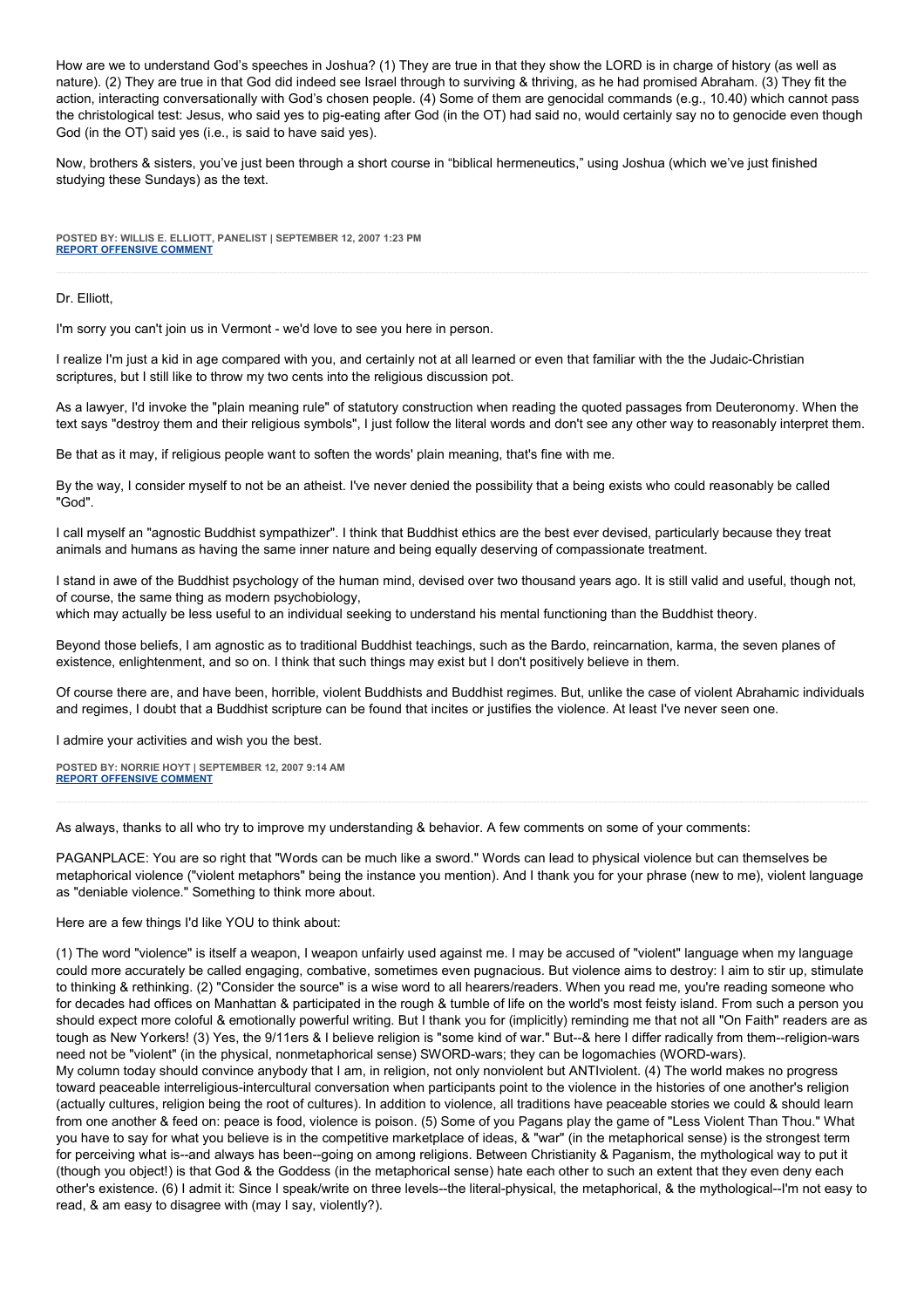How are we to understand God's speeches in Joshua? (1) They are true in that they show the LORD is in charge of history (as well as nature). (2) They are true in that God did indeed see Israel through to surviving & thriving, as he had promised Abraham. (3) They fit the action, interacting conversationally with God's chosen people. (4) Some of them are genocidal commands (e.g., 10.40) which cannot pass the christological test: Jesus, who said yes to pig-eating after God (in the OT) had said no, would certainly say no to genocide even though God (in the OT) said yes (i.e., is said to have said yes).

Now, brothers & sisters, you've just been through a short course in "biblical hermeneutics," using Joshua (which we've just finished studying these Sundays) as the text.

**POSTED BY: WILLIS E. ELLIOTT, PANELIST | SEPTEMBER 12, 2007 1:23 PM**
**REPORT OFFENSIVE COMMENT**

---

Dr. Elliott,

I'm sorry you can't join us in Vermont - we'd love to see you here in person.

I realize I'm just a kid in age compared with you, and certainly not at all learned or even that familiar with the the Judaic-Christian scriptures, but I still like to throw my two cents into the religious discussion pot.

As a lawyer, I'd invoke the "plain meaning rule" of statutory construction when reading the quoted passages from Deuteronomy. When the text says "destroy them and their religious symbols", I just follow the literal words and don't see any other way to reasonably interpret them.

Be that as it may, if religious people want to soften the words' plain meaning, that's fine with me.

By the way, I consider myself to not be an atheist. I've never denied the possibility that a being exists who could reasonably be called "God".

I call myself an "agnostic Buddhist sympathizer". I think that Buddhist ethics are the best ever devised, particularly because they treat animals and humans as having the same inner nature and being equally deserving of compassionate treatment.

I stand in awe of the Buddhist psychology of the human mind, devised over two thousand years ago. It is still valid and useful, though not, of course, the same thing as modern psychobiology,
which may actually be less useful to an individual seeking to understand his mental functioning than the Buddhist theory.

Beyond those beliefs, I am agnostic as to traditional Buddhist teachings, such as the Bardo, reincarnation, karma, the seven planes of existence, enlightenment, and so on. I think that such things may exist but I don't positively believe in them.

Of course there are, and have been, horrible, violent Buddhists and Buddhist regimes. But, unlike the case of violent Abrahamic individuals and regimes, I doubt that a Buddhist scripture can be found that incites or justifies the violence. At least I've never seen one.

I admire your activities and wish you the best.

**POSTED BY: NORRIE HOYT | SEPTEMBER 12, 2007 9:14 AM**
**REPORT OFFENSIVE COMMENT**

---

As always, thanks to all who try to improve my understanding & behavior. A few comments on some of your comments:

PAGANPLACE: You are so right that "Words can be much like a sword." Words can lead to physical violence but can themselves be metaphorical violence ("violent metaphors" being the instance you mention). And I thank you for your phrase (new to me), violent language as "deniable violence." Something to think more about.

Here are a few things I'd like YOU to think about:

(1) The word "violence" is itself a weapon, I weapon unfairly used against me. I may be accused of "violent" language when my language could more accurately be called engaging, combative, sometimes even pugnacious. But violence aims to destroy: I aim to stir up, stimulate to thinking & rethinking. (2) "Consider the source" is a wise word to all hearers/readers. When you read me, you're reading someone who for decades had offices on Manhattan & participated in the rough & tumble of life on the world's most feisty island. From such a person you should expect more coloful & emotionally powerful writing. But I thank you for (implicitly) reminding me that not all "On Faith" readers are as tough as New Yorkers! (3) Yes, the 9/11ers & I believe religion is "some kind of war." But--& here I differ radically from them--religion-wars need not be "violent" (in the physical, nonmetaphorical sense) SWORD-wars; they can be logomachies (WORD-wars).
My column today should convince anybody that I am, in religion, not only nonviolent but ANTIviolent. (4) The world makes no progress toward peaceable interreligious-intercultural conversation when participants point to the violence in the histories of one another's religion (actually cultures, religion being the root of cultures). In addition to violence, all traditions have peaceable stories we could & should learn from one another & feed on: peace is food, violence is poison. (5) Some of you Pagans play the game of "Less Violent Than Thou." What you have to say for what you believe is in the competitive marketplace of ideas, & "war" (in the metaphorical sense) is the strongest term for perceiving what is--and always has been--going on among religions. Between Christianity & Paganism, the mythological way to put it (though you object!) is that God & the Goddess (in the metaphorical sense) hate each other to such an extent that they even deny each other's existence. (6) I admit it: Since I speak/write on three levels--the literal-physical, the metaphorical, & the mythological--I'm not easy to read, & am easy to disagree with (may I say, violently?).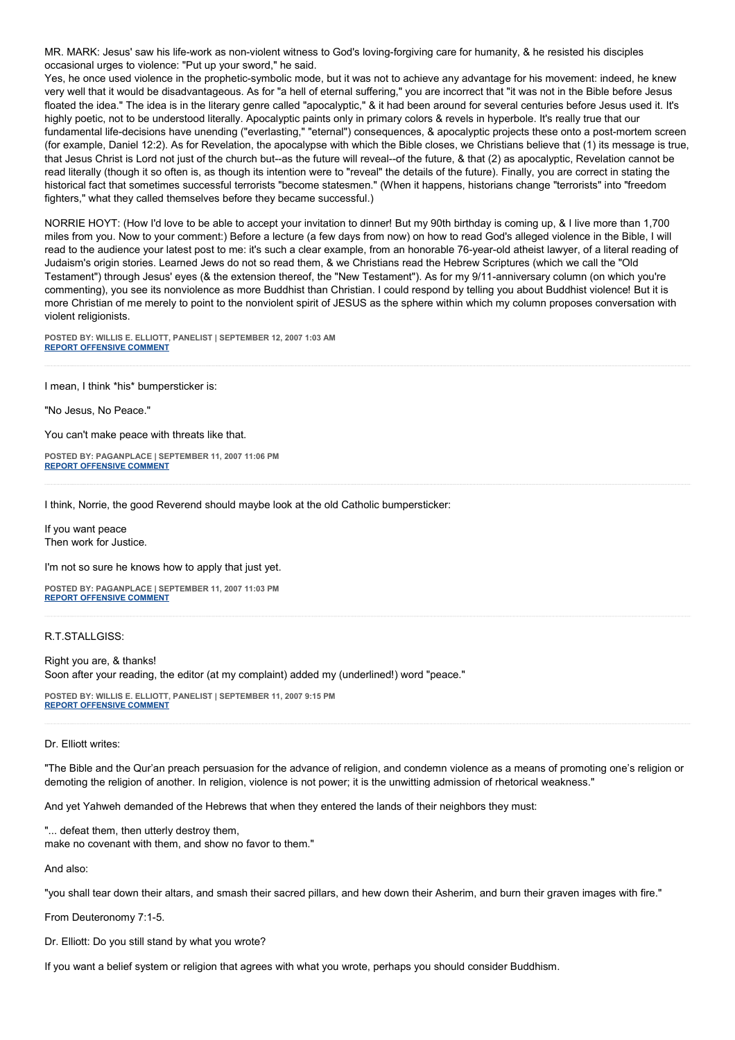MR. MARK: Jesus' saw his life-work as non-violent witness to God's loving-forgiving care for humanity, & he resisted his disciples occasional urges to violence: "Put up your sword," he said.
Yes, he once used violence in the prophetic-symbolic mode, but it was not to achieve any advantage for his movement: indeed, he knew very well that it would be disadvantageous. As for "a hell of eternal suffering," you are incorrect that "it was not in the Bible before Jesus floated the idea." The idea is in the literary genre called "apocalyptic," & it had been around for several centuries before Jesus used it. It's highly poetic, not to be understood literally. Apocalyptic paints only in primary colors & revels in hyperbole. It's really true that our fundamental life-decisions have unending ("everlasting," "eternal") consequences, & apocalyptic projects these onto a post-mortem screen (for example, Daniel 12:2). As for Revelation, the apocalypse with which the Bible closes, we Christians believe that (1) its message is true, that Jesus Christ is Lord not just of the church but--as the future will reveal--of the future, & that (2) as apocalyptic, Revelation cannot be read literally (though it so often is, as though its intention were to "reveal" the details of the future). Finally, you are correct in stating the historical fact that sometimes successful terrorists "become statesmen." (When it happens, historians change "terrorists" into "freedom fighters," what they called themselves before they became successful.)

NORRIE HOYT: (How I'd love to be able to accept your invitation to dinner! But my 90th birthday is coming up, & I live more than 1,700 miles from you. Now to your comment:) Before a lecture (a few days from now) on how to read God's alleged violence in the Bible, I will read to the audience your latest post to me: it's such a clear example, from an honorable 76-year-old atheist lawyer, of a literal reading of Judaism's origin stories. Learned Jews do not so read them, & we Christians read the Hebrew Scriptures (which we call the "Old Testament") through Jesus' eyes (& the extension thereof, the "New Testament"). As for my 9/11-anniversary column (on which you're commenting), you see its nonviolence as more Buddhist than Christian. I could respond by telling you about Buddhist violence! But it is more Christian of me merely to point to the nonviolent spirit of JESUS as the sphere within which my column proposes conversation with violent religionists.

**POSTED BY: WILLIS E. ELLIOTT, PANELIST | SEPTEMBER 12, 2007 1:03 AM**
**REPORT OFFENSIVE COMMENT**

---

I mean, I think *his* bumpersticker is:

"No Jesus, No Peace."

You can't make peace with threats like that.

**POSTED BY: PAGANPLACE | SEPTEMBER 11, 2007 11:06 PM**
**REPORT OFFENSIVE COMMENT**

---

I think, Norrie, the good Reverend should maybe look at the old Catholic bumpersticker:

If you want peace
Then work for Justice.

I'm not so sure he knows how to apply that just yet.

**POSTED BY: PAGANPLACE | SEPTEMBER 11, 2007 11:03 PM**
**REPORT OFFENSIVE COMMENT**

---

R.T.STALLGISS:

Right you are, & thanks!
Soon after your reading, the editor (at my complaint) added my (underlined!) word "peace."

**POSTED BY: WILLIS E. ELLIOTT, PANELIST | SEPTEMBER 11, 2007 9:15 PM**
**REPORT OFFENSIVE COMMENT**

---

Dr. Elliott writes:

"The Bible and the Qur'an preach persuasion for the advance of religion, and condemn violence as a means of promoting one's religion or demoting the religion of another. In religion, violence is not power; it is the unwitting admission of rhetorical weakness."

And yet Yahweh demanded of the Hebrews that when they entered the lands of their neighbors they must:

"... defeat them, then utterly destroy them,
make no covenant with them, and show no favor to them."

And also:

"you shall tear down their altars, and smash their sacred pillars, and hew down their Asherim, and burn their graven images with fire."

From Deuteronomy 7:1-5.

Dr. Elliott: Do you still stand by what you wrote?

If you want a belief system or religion that agrees with what you wrote, perhaps you should consider Buddhism.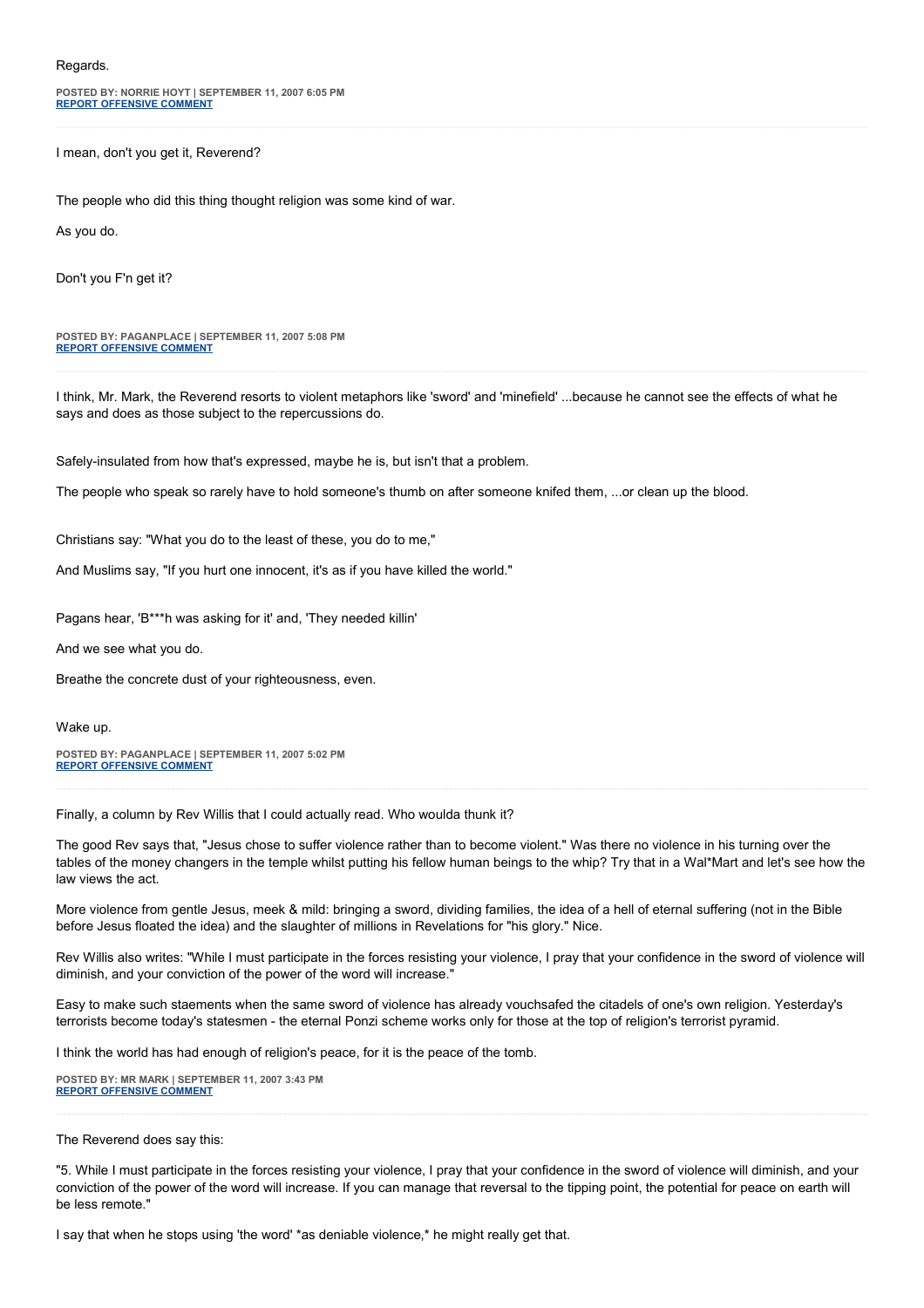Regards.

**POSTED BY: NORRIE HOYT | SEPTEMBER 11, 2007 6:05 PM**
**REPORT OFFENSIVE COMMENT**

---

I mean, don't you get it, Reverend?

The people who did this thing thought religion was some kind of war.

As you do.

Don't you F'n get it?

**POSTED BY: PAGANPLACE | SEPTEMBER 11, 2007 5:08 PM**
**REPORT OFFENSIVE COMMENT**

---

I think, Mr. Mark, the Reverend resorts to violent metaphors like 'sword' and 'minefield' ...because he cannot see the effects of what he says and does as those subject to the repercussions do.

Safely-insulated from how that's expressed, maybe he is, but isn't that a problem.

The people who speak so rarely have to hold someone's thumb on after someone knifed them, ...or clean up the blood.

Christians say: "What you do to the least of these, you do to me,"

And Muslims say, "If you hurt one innocent, it's as if you have killed the world."

Pagans hear, 'B***h was asking for it' and, 'They needed killin'

And we see what you do.

Breathe the concrete dust of your righteousness, even.

Wake up.

**POSTED BY: PAGANPLACE | SEPTEMBER 11, 2007 5:02 PM**
**REPORT OFFENSIVE COMMENT**

---

Finally, a column by Rev Willis that I could actually read. Who woulda thunk it?

The good Rev says that, "Jesus chose to suffer violence rather than to become violent." Was there no violence in his turning over the tables of the money changers in the temple whilst putting his fellow human beings to the whip? Try that in a Wal*Mart and let's see how the law views the act.

More violence from gentle Jesus, meek & mild: bringing a sword, dividing families, the idea of a hell of eternal suffering (not in the Bible before Jesus floated the idea) and the slaughter of millions in Revelations for "his glory." Nice.

Rev Willis also writes: "While I must participate in the forces resisting your violence, I pray that your confidence in the sword of violence will diminish, and your conviction of the power of the word will increase."

Easy to make such staements when the same sword of violence has already vouchsafed the citadels of one's own religion. Yesterday's terrorists become today's statesmen - the eternal Ponzi scheme works only for those at the top of religion's terrorist pyramid.

I think the world has had enough of religion's peace, for it is the peace of the tomb.

**POSTED BY: MR MARK | SEPTEMBER 11, 2007 3:43 PM**
**REPORT OFFENSIVE COMMENT**

---

The Reverend does say this:

"5. While I must participate in the forces resisting your violence, I pray that your confidence in the sword of violence will diminish, and your conviction of the power of the word will increase. If you can manage that reversal to the tipping point, the potential for peace on earth will be less remote."

I say that when he stops using 'the word' *as deniable violence,* he might really get that.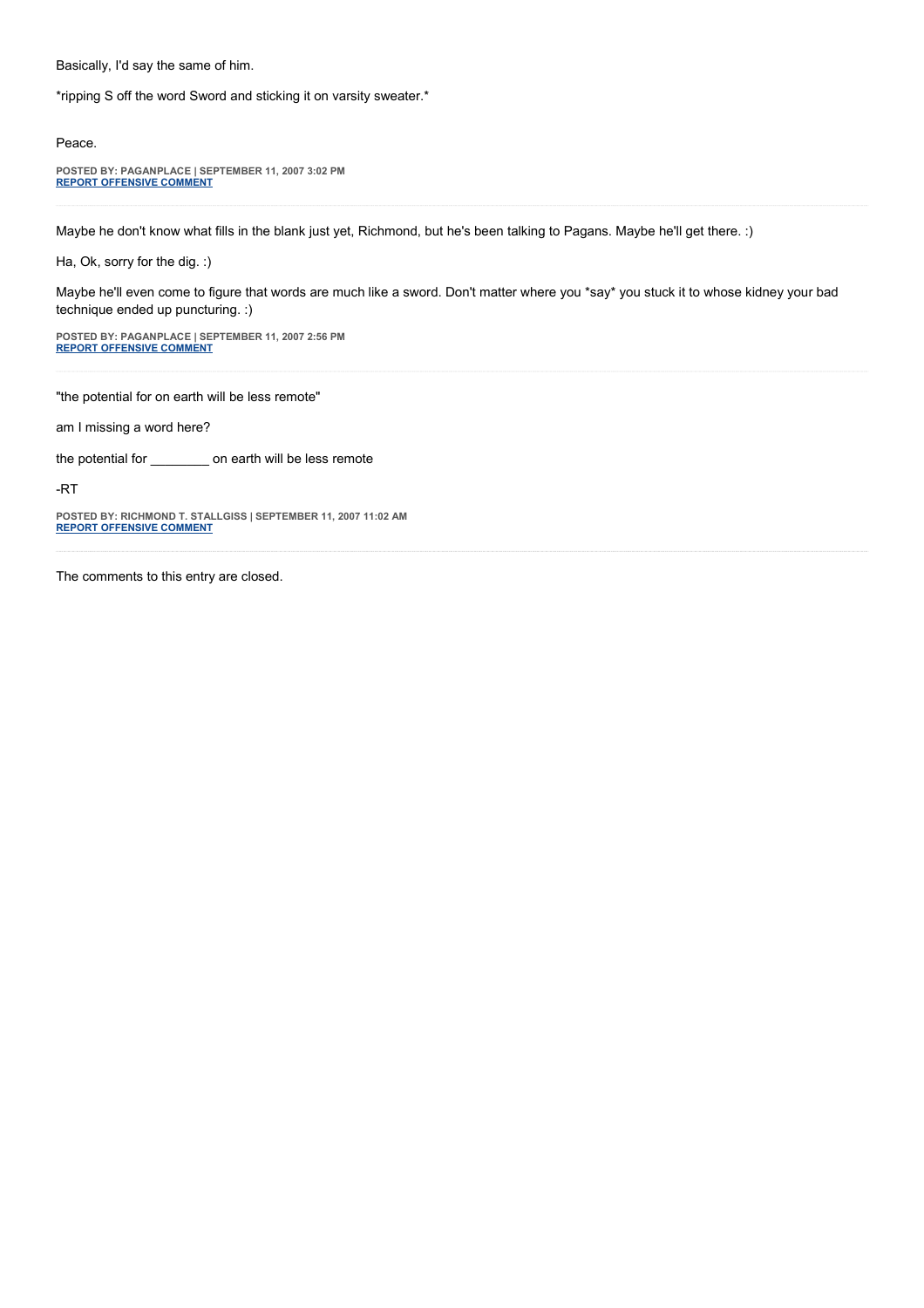Basically, I'd say the same of him.

*ripping S off the word Sword and sticking it on varsity sweater.*

Peace.

**POSTED BY: PAGANPLACE | SEPTEMBER 11, 2007 3:02 PM**
**REPORT OFFENSIVE COMMENT**

---

Maybe he don't know what fills in the blank just yet, Richmond, but he's been talking to Pagans. Maybe he'll get there. :)

Ha, Ok, sorry for the dig. :)

Maybe he'll even come to figure that words are much like a sword. Don't matter where you *say* you stuck it to whose kidney your bad technique ended up puncturing. :)

**POSTED BY: PAGANPLACE | SEPTEMBER 11, 2007 2:56 PM**
**REPORT OFFENSIVE COMMENT**

---

"the potential for on earth will be less remote"

am I missing a word here?

the potential for ________ on earth will be less remote

-RT

**POSTED BY: RICHMOND T. STALLGISS | SEPTEMBER 11, 2007 11:02 AM**
**REPORT OFFENSIVE COMMENT**

---

The comments to this entry are closed.